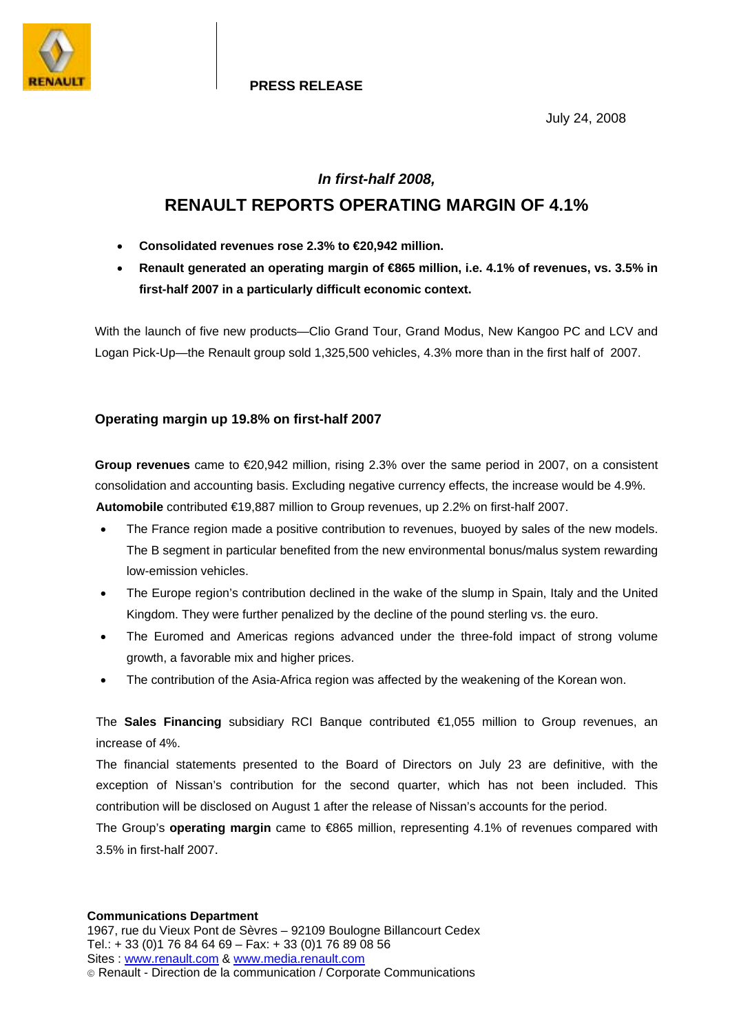**PRESS RELEASE**

July 24, 2008

### *In first-half 2008,*

# RENAULT REPORTS OPERATING MARGIN OF 4.1%

- **Consolidated revenues rose 2.3% to €20,942 million.**
- **Renault generated an operating margin of €865 million, i.e. 4.1% of revenues, vs. 3.5% in first-half 2007 in a particularly difficult economic context.**

With the launch of five new products—Clio Grand Tour, Grand Modus, New Kangoo PC and LCV and Logan Pick-Up—the Renault group sold 1,325,500 vehicles, 4.3% more than in the first half of 2007.

## Operating margin up 19.8% on first-half 2007

**Group revenues** came to €20,942 million, rising 2.3% over the same period in 2007, on a consistent consolidation and accounting basis. Excluding negative currency effects, the increase would be 4.9%.

**Automobile** contributed €19,887 million to Group revenues, up 2.2% on first-half 2007.

- The France region made a positive contribution to revenues, buoyed by sales of the new models. The B segment in particular benefited from the new environmental bonus/malus system rewarding low-emission vehicles.
- The Europe region's contribution declined in the wake of the slump in Spain, Italy and the United Kingdom. They were further penalized by the decline of the pound sterling vs. the euro.
- The Euromed and Americas regions advanced under the three-fold impact of strong volume growth, a favorable mix and higher prices.
- The contribution of the Asia-Africa region was affected by the weakening of the Korean won.

The **Sales Financing** subsidiary RCI Banque contributed €1,055 million to Group revenues, an increase of 4%.

The financial statements presented to the Board of Directors on July 23 are definitive, with the exception of Nissan's contribution for the second quarter, which has not been included. This contribution will be disclosed on August 1 after the release of Nissan's accounts for the period.

The Group's **operating margin** came to €865 million, representing 4.1% of revenues compared with 3.5% in first-half 2007.

**Communications Department**
1967, rue du Vieux Pont de Sèvres – 92109 Boulogne Billancourt Cedex
Tel.: + 33 (0)1 76 84 64 69 – Fax: + 33 (0)1 76 89 08 56
Sites : www.renault.com & www.media.renault.com
© Renault - Direction de la communication / Corporate Communications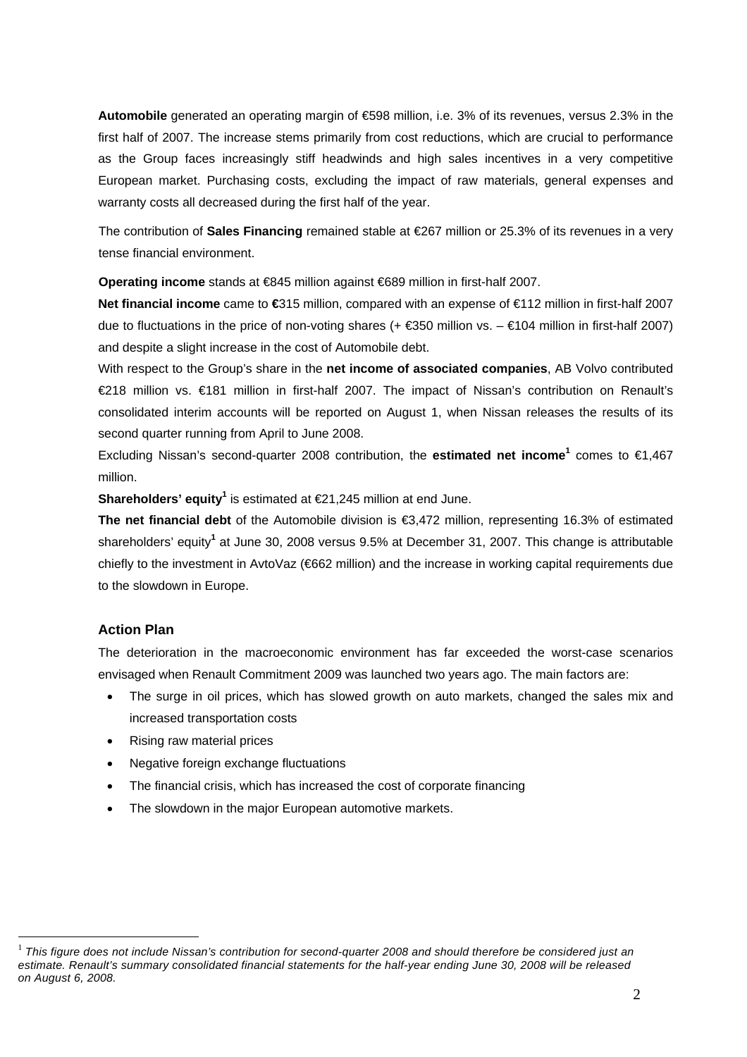**Automobile** generated an operating margin of €598 million, i.e. 3% of its revenues, versus 2.3% in the first half of 2007. The increase stems primarily from cost reductions, which are crucial to performance as the Group faces increasingly stiff headwinds and high sales incentives in a very competitive European market. Purchasing costs, excluding the impact of raw materials, general expenses and warranty costs all decreased during the first half of the year.

The contribution of **Sales Financing** remained stable at €267 million or 25.3% of its revenues in a very tense financial environment.

**Operating income** stands at €845 million against €689 million in first-half 2007.

**Net financial income** came to **€**315 million, compared with an expense of €112 million in first-half 2007 due to fluctuations in the price of non-voting shares (+ €350 million vs. – €104 million in first-half 2007) and despite a slight increase in the cost of Automobile debt.

With respect to the Group's share in the **net income of associated companies**, AB Volvo contributed €218 million vs. €181 million in first-half 2007. The impact of Nissan's contribution on Renault's consolidated interim accounts will be reported on August 1, when Nissan releases the results of its second quarter running from April to June 2008.

Excluding Nissan's second-quarter 2008 contribution, the **estimated net income**[1] comes to €1,467 million.

**Shareholders' equity**[1] is estimated at €21,245 million at end June.

**The net financial debt** of the Automobile division is €3,472 million, representing 16.3% of estimated shareholders' equity[1] at June 30, 2008 versus 9.5% at December 31, 2007. This change is attributable chiefly to the investment in AvtoVaz (€662 million) and the increase in working capital requirements due to the slowdown in Europe.

## Action Plan

The deterioration in the macroeconomic environment has far exceeded the worst-case scenarios envisaged when Renault Commitment 2009 was launched two years ago. The main factors are:

- The surge in oil prices, which has slowed growth on auto markets, changed the sales mix and increased transportation costs
- Rising raw material prices
- Negative foreign exchange fluctuations
- The financial crisis, which has increased the cost of corporate financing
- The slowdown in the major European automotive markets.

[1] *This figure does not include Nissan's contribution for second-quarter 2008 and should therefore be considered just an estimate. Renault's summary consolidated financial statements for the half-year ending June 30, 2008 will be released on August 6, 2008.*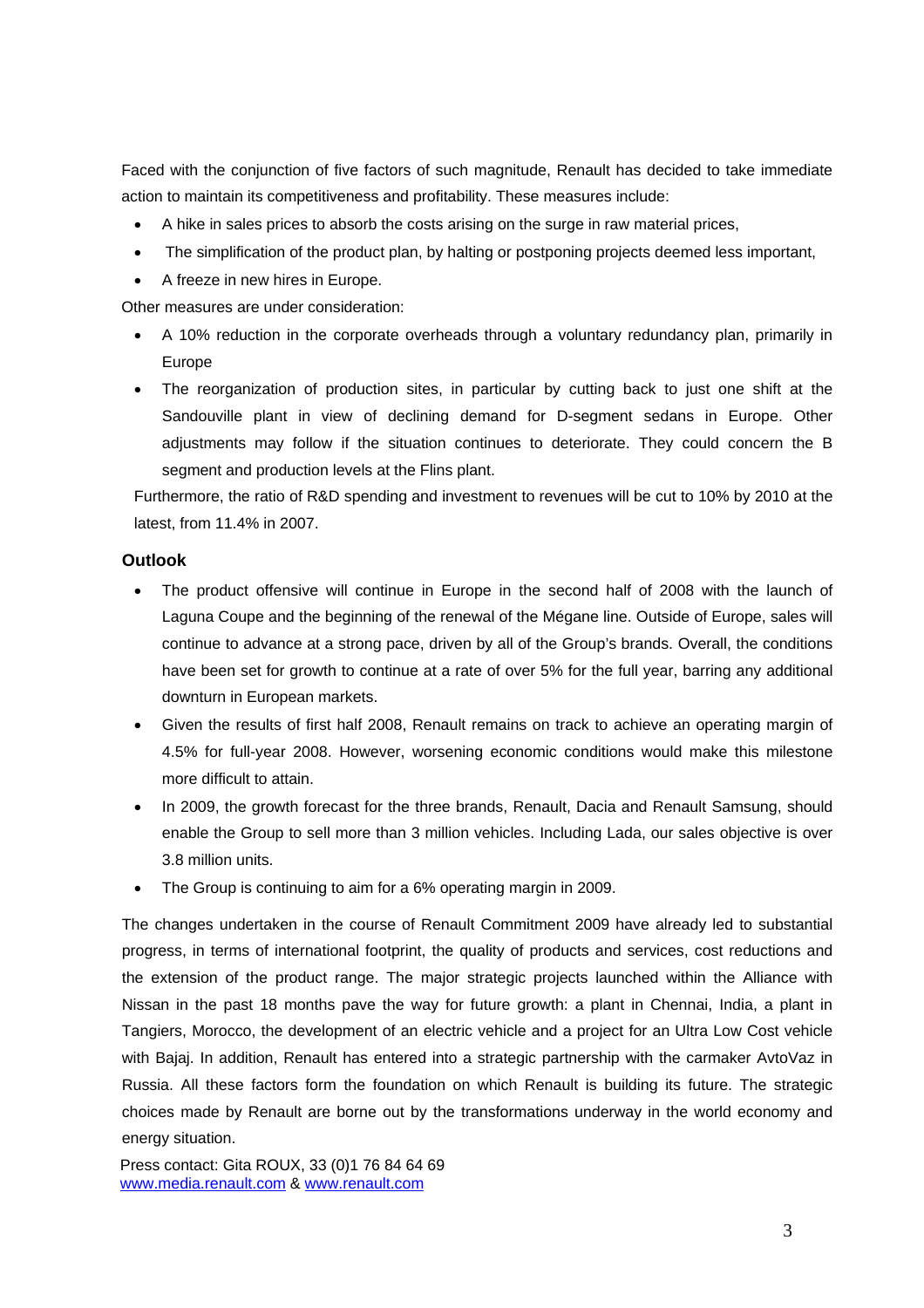Faced with the conjunction of five factors of such magnitude, Renault has decided to take immediate action to maintain its competitiveness and profitability. These measures include:

- A hike in sales prices to absorb the costs arising on the surge in raw material prices,
- The simplification of the product plan, by halting or postponing projects deemed less important,
- A freeze in new hires in Europe.

Other measures are under consideration:

- A 10% reduction in the corporate overheads through a voluntary redundancy plan, primarily in Europe
- The reorganization of production sites, in particular by cutting back to just one shift at the Sandouville plant in view of declining demand for D-segment sedans in Europe. Other adjustments may follow if the situation continues to deteriorate. They could concern the B segment and production levels at the Flins plant.

Furthermore, the ratio of R&D spending and investment to revenues will be cut to 10% by 2010 at the latest, from 11.4% in 2007.

### Outlook

- The product offensive will continue in Europe in the second half of 2008 with the launch of Laguna Coupe and the beginning of the renewal of the Mégane line. Outside of Europe, sales will continue to advance at a strong pace, driven by all of the Group's brands. Overall, the conditions have been set for growth to continue at a rate of over 5% for the full year, barring any additional downturn in European markets.
- Given the results of first half 2008, Renault remains on track to achieve an operating margin of 4.5% for full-year 2008. However, worsening economic conditions would make this milestone more difficult to attain.
- In 2009, the growth forecast for the three brands, Renault, Dacia and Renault Samsung, should enable the Group to sell more than 3 million vehicles. Including Lada, our sales objective is over 3.8 million units.
- The Group is continuing to aim for a 6% operating margin in 2009.

The changes undertaken in the course of Renault Commitment 2009 have already led to substantial progress, in terms of international footprint, the quality of products and services, cost reductions and the extension of the product range. The major strategic projects launched within the Alliance with Nissan in the past 18 months pave the way for future growth: a plant in Chennai, India, a plant in Tangiers, Morocco, the development of an electric vehicle and a project for an Ultra Low Cost vehicle with Bajaj. In addition, Renault has entered into a strategic partnership with the carmaker AvtoVaz in Russia. All these factors form the foundation on which Renault is building its future. The strategic choices made by Renault are borne out by the transformations underway in the world economy and energy situation.

Press contact: Gita ROUX, 33 (0)1 76 84 64 69
www.media.renault.com & www.renault.com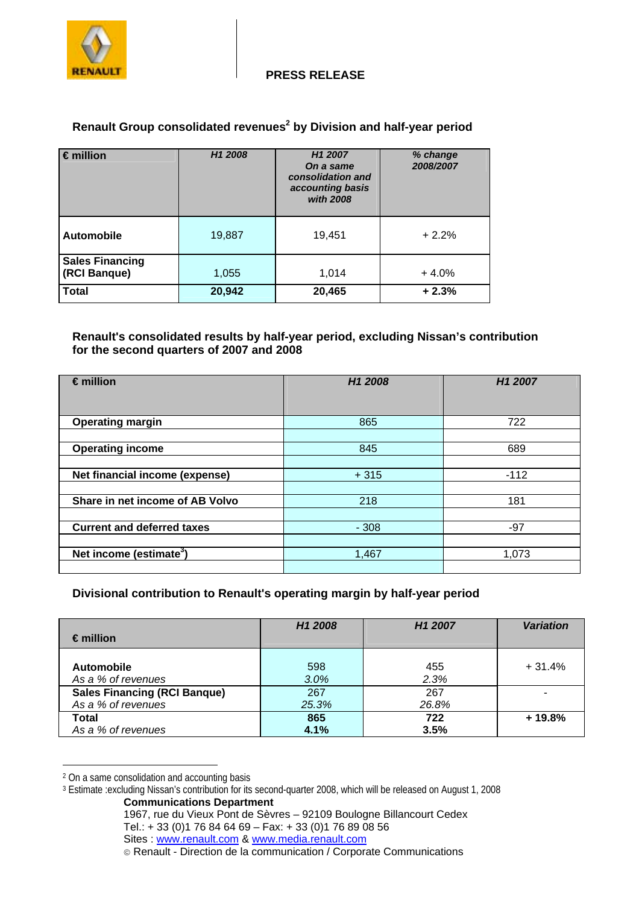**PRESS RELEASE**

### Renault Group consolidated revenues[2] by Division and half-year period

| € million | *H1 2008* | *H1 2007 On a same consolidation and accounting basis with 2008* | *% change 2008/2007* |
|---|---|---|---|
| **Automobile** | 19,887 | 19,451 | + 2.2% |
| **Sales Financing (RCI Banque)** | 1,055 | 1,014 | + 4.0% |
| **Total** | **20,942** | **20,465** | **+ 2.3%** |

### Renault's consolidated results by half-year period, excluding Nissan's contribution for the second quarters of 2007 and 2008

| € million | *H1 2008* | *H1 2007* |
|---|---|---|
| **Operating margin** | 865 | 722 |
| **Operating income** | 845 | 689 |
| **Net financial income (expense)** | + 315 | -112 |
| **Share in net income of AB Volvo** | 218 | 181 |
| **Current and deferred taxes** | - 308 | -97 |
| **Net income (estimate[3])** | 1,467 | 1,073 |

### Divisional contribution to Renault's operating margin by half-year period

| € million | *H1 2008* | *H1 2007* | *Variation* |
|---|---|---|---|
| **Automobile** | 598 | 455 | + 31.4% |
| *As a % of revenues* | *3.0%* | *2.3%* | |
| **Sales Financing (RCI Banque)** | 267 | 267 | - |
| *As a % of revenues* | *25.3%* | *26.8%* | |
| **Total** | **865** | **722** | **+ 19.8%** |
| *As a % of revenues* | **4.1%** | **3.5%** | |

---

[2] On a same consolidation and accounting basis

[3] Estimate :excluding Nissan's contribution for its second-quarter 2008, which will be released on August 1, 2008

**Communications Department**
1967, rue du Vieux Pont de Sèvres – 92109 Boulogne Billancourt Cedex
Tel.: + 33 (0)1 76 84 64 69 – Fax: + 33 (0)1 76 89 08 56
Sites : www.renault.com & www.media.renault.com
© Renault - Direction de la communication / Corporate Communications